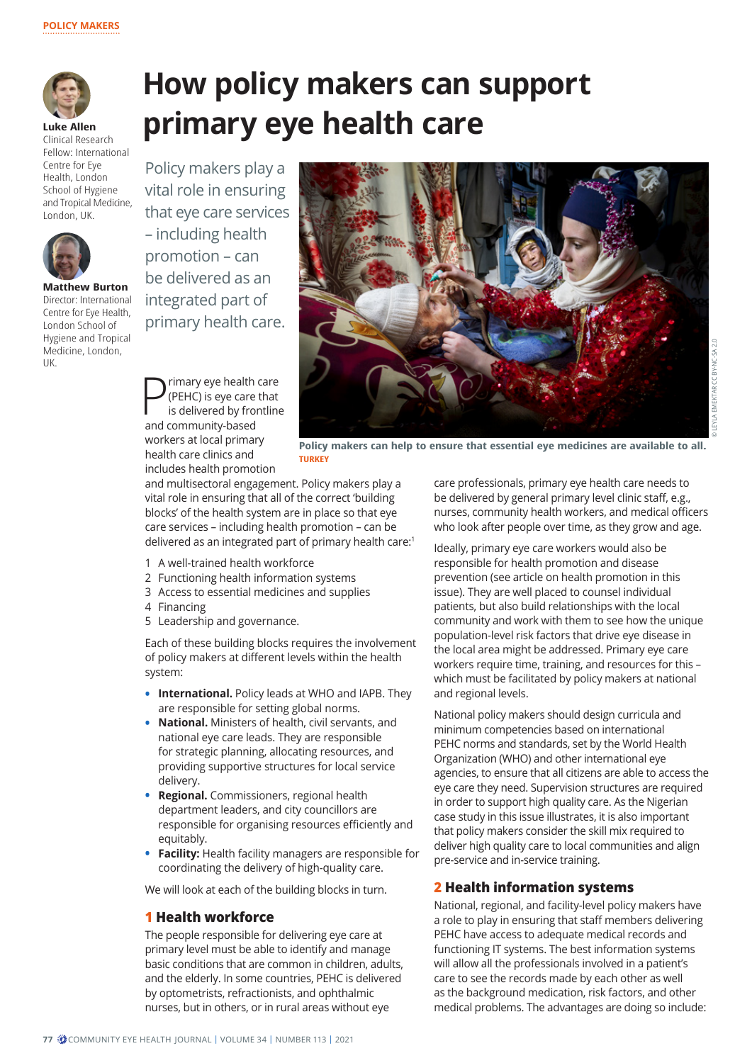POLICY MAKERS

**Luke Allen**
Clinical Research Fellow: International Centre for Eye Health, London School of Hygiene and Tropical Medicine, London, UK.

**Matthew Burton**
Director: International Centre for Eye Health, London School of Hygiene and Tropical Medicine, London, UK.

# How policy makers can support primary eye health care

Policy makers play a vital role in ensuring that eye care services – including health promotion – can be delivered as an integrated part of primary health care.

Policy makers can help to ensure that essential eye medicines are available to all. TURKEY

© LEYLA EMEKTAR CC BY-NC-SA 2.0

Primary eye health care (PEHC) is eye care that is delivered by frontline and community-based workers at local primary health care clinics and includes health promotion and multisectoral engagement. Policy makers play a vital role in ensuring that all of the correct 'building blocks' of the health system are in place so that eye care services – including health promotion – can be delivered as an integrated part of primary health care:[1]

1. A well-trained health workforce
2. Functioning health information systems
3. Access to essential medicines and supplies
4. Financing
5. Leadership and governance.

Each of these building blocks requires the involvement of policy makers at different levels within the health system:

- **International.** Policy leads at WHO and IAPB. They are responsible for setting global norms.
- **National.** Ministers of health, civil servants, and national eye care leads. They are responsible for strategic planning, allocating resources, and providing supportive structures for local service delivery.
- **Regional.** Commissioners, regional health department leaders, and city councillors are responsible for organising resources efficiently and equitably.
- **Facility:** Health facility managers are responsible for coordinating the delivery of high-quality care.

We will look at each of the building blocks in turn.

## 1 Health workforce

The people responsible for delivering eye care at primary level must be able to identify and manage basic conditions that are common in children, adults, and the elderly. In some countries, PEHC is delivered by optometrists, refractionists, and ophthalmic nurses, but in others, or in rural areas without eye care professionals, primary eye health care needs to be delivered by general primary level clinic staff, e.g., nurses, community health workers, and medical officers who look after people over time, as they grow and age.

Ideally, primary eye care workers would also be responsible for health promotion and disease prevention (see article on health promotion in this issue). They are well placed to counsel individual patients, but also build relationships with the local community and work with them to see how the unique population-level risk factors that drive eye disease in the local area might be addressed. Primary eye care workers require time, training, and resources for this – which must be facilitated by policy makers at national and regional levels.

National policy makers should design curricula and minimum competencies based on international PEHC norms and standards, set by the World Health Organization (WHO) and other international eye care agencies, to ensure that all citizens are able to access the eye care they need. Supervision structures are required in order to support high quality care. As the Nigerian case study in this issue illustrates, it is also important that policy makers consider the skill mix required to deliver high quality care to local communities and align pre-service and in-service training.

## 2 Health information systems

National, regional, and facility-level policy makers have a role to play in ensuring that staff members delivering PEHC have access to adequate medical records and functioning IT systems. The best information systems will allow all the professionals involved in a patient's care to see the records made by each other as well as the background medication, risk factors, and other medical problems. The advantages are doing so include: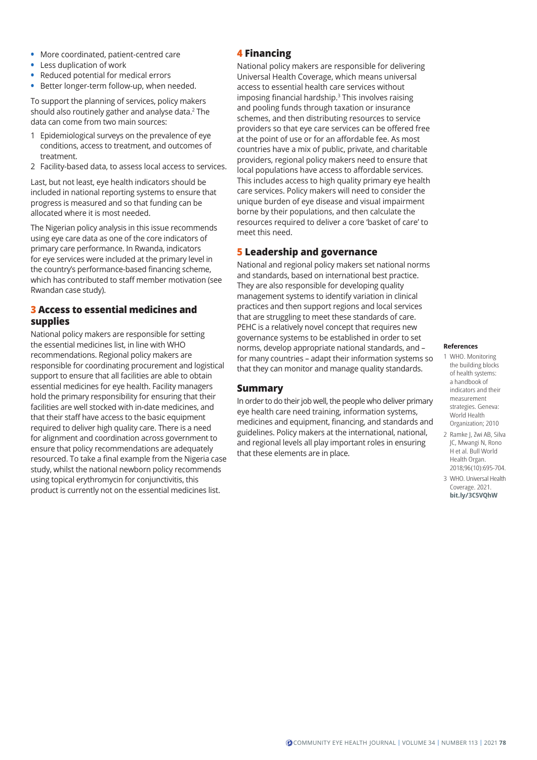- More coordinated, patient-centred care
- Less duplication of work
- Reduced potential for medical errors
- Better longer-term follow-up, when needed.

To support the planning of services, policy makers should also routinely gather and analyse data.[2] The data can come from two main sources:

1. Epidemiological surveys on the prevalence of eye conditions, access to treatment, and outcomes of treatment.
2. Facility-based data, to assess local access to services.

Last, but not least, eye health indicators should be included in national reporting systems to ensure that progress is measured and so that funding can be allocated where it is most needed.

The Nigerian policy analysis in this issue recommends using eye care data as one of the core indicators of primary care performance. In Rwanda, indicators for eye services were included at the primary level in the country's performance-based financing scheme, which has contributed to staff member motivation (see Rwandan case study).

## 3 Access to essential medicines and supplies

National policy makers are responsible for setting the essential medicines list, in line with WHO recommendations. Regional policy makers are responsible for coordinating procurement and logistical support to ensure that all facilities are able to obtain essential medicines for eye health. Facility managers hold the primary responsibility for ensuring that their facilities are well stocked with in-date medicines, and that their staff have access to the basic equipment required to deliver high quality care. There is a need for alignment and coordination across government to ensure that policy recommendations are adequately resourced. To take a final example from the Nigeria case study, whilst the national newborn policy recommends using topical erythromycin for conjunctivitis, this product is currently not on the essential medicines list.

## 4 Financing

National policy makers are responsible for delivering Universal Health Coverage, which means universal access to essential health care services without imposing financial hardship.[3] This involves raising and pooling funds through taxation or insurance schemes, and then distributing resources to service providers so that eye care services can be offered free at the point of use or for an affordable fee. As most countries have a mix of public, private, and charitable providers, regional policy makers need to ensure that local populations have access to affordable services. This includes access to high quality primary eye health care services. Policy makers will need to consider the unique burden of eye disease and visual impairment borne by their populations, and then calculate the resources required to deliver a core 'basket of care' to meet this need.

## 5 Leadership and governance

National and regional policy makers set national norms and standards, based on international best practice. They are also responsible for developing quality management systems to identify variation in clinical practices and then support regions and local services that are struggling to meet these standards of care. PEHC is a relatively novel concept that requires new governance systems to be established in order to set norms, develop appropriate national standards, and – for many countries – adapt their information systems so that they can monitor and manage quality standards.

## Summary

In order to do their job well, the people who deliver primary eye health care need training, information systems, medicines and equipment, financing, and standards and guidelines. Policy makers at the international, national, and regional levels all play important roles in ensuring that these elements are in place.

### References

1. WHO. Monitoring the building blocks of health systems: a handbook of indicators and their measurement strategies. Geneva: World Health Organization; 2010
2. Ramke J, Zwi AB, Silva JC, Mwangi N, Rono H et al. Bull World Health Organ. 2018;96(10):695-704.
3. WHO. Universal Health Coverage. 2021. **bit.ly/3C5VQhW**